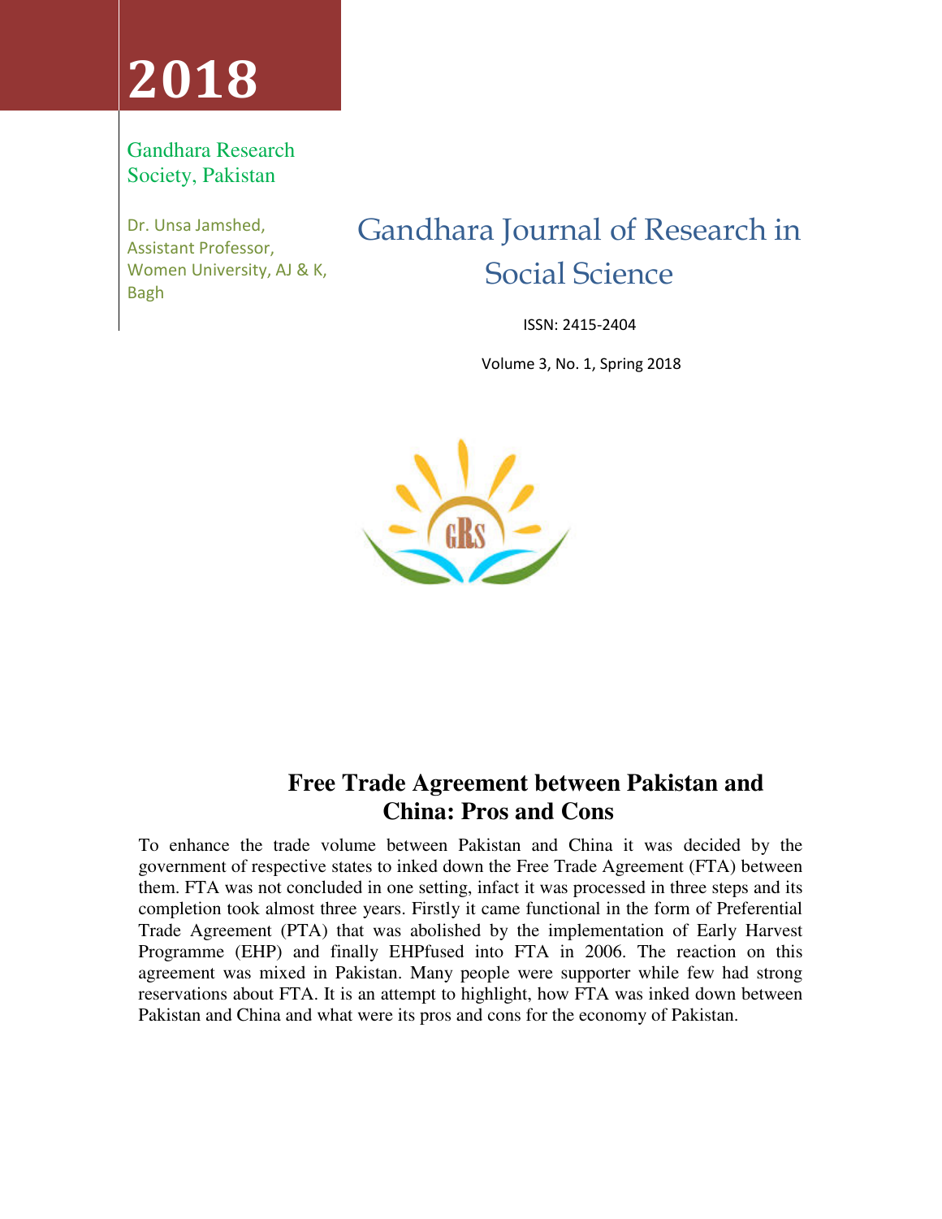# 2018

Gandhara Research Society, Pakistan

Dr. Unsa Jamshed, Assistant Professor, Women University, AJ & K, Bagh

Gandhara Journal of Research in Social Science

ISSN: 2415-2404

Volume 3, No. 1, Spring 2018

## Free Trade Agreement between Pakistan and China: Pros and Cons

To enhance the trade volume between Pakistan and China it was decided by the government of respective states to inked down the Free Trade Agreement (FTA) between them. FTA was not concluded in one setting, infact it was processed in three steps and its completion took almost three years. Firstly it came functional in the form of Preferential Trade Agreement (PTA) that was abolished by the implementation of Early Harvest Programme (EHP) and finally EHPfused into FTA in 2006. The reaction on this agreement was mixed in Pakistan. Many people were supporter while few had strong reservations about FTA. It is an attempt to highlight, how FTA was inked down between Pakistan and China and what were its pros and cons for the economy of Pakistan.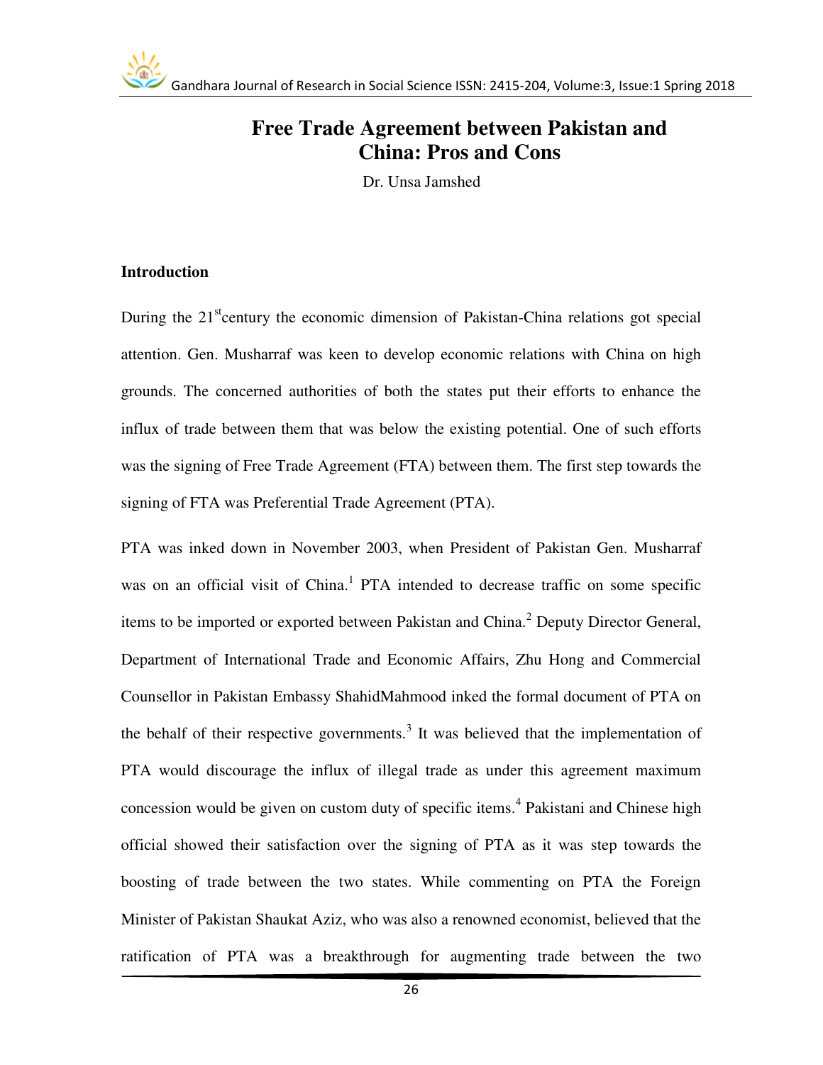# Free Trade Agreement between Pakistan and China: Pros and Cons

Dr. Unsa Jamshed

## Introduction

During the 21st century the economic dimension of Pakistan-China relations got special attention. Gen. Musharraf was keen to develop economic relations with China on high grounds. The concerned authorities of both the states put their efforts to enhance the influx of trade between them that was below the existing potential. One of such efforts was the signing of Free Trade Agreement (FTA) between them. The first step towards the signing of FTA was Preferential Trade Agreement (PTA).

PTA was inked down in November 2003, when President of Pakistan Gen. Musharraf was on an official visit of China.[1] PTA intended to decrease traffic on some specific items to be imported or exported between Pakistan and China.[2] Deputy Director General, Department of International Trade and Economic Affairs, Zhu Hong and Commercial Counsellor in Pakistan Embassy ShahidMahmood inked the formal document of PTA on the behalf of their respective governments.[3] It was believed that the implementation of PTA would discourage the influx of illegal trade as under this agreement maximum concession would be given on custom duty of specific items.[4] Pakistani and Chinese high official showed their satisfaction over the signing of PTA as it was step towards the boosting of trade between the two states. While commenting on PTA the Foreign Minister of Pakistan Shaukat Aziz, who was also a renowned economist, believed that the ratification of PTA was a breakthrough for augmenting trade between the two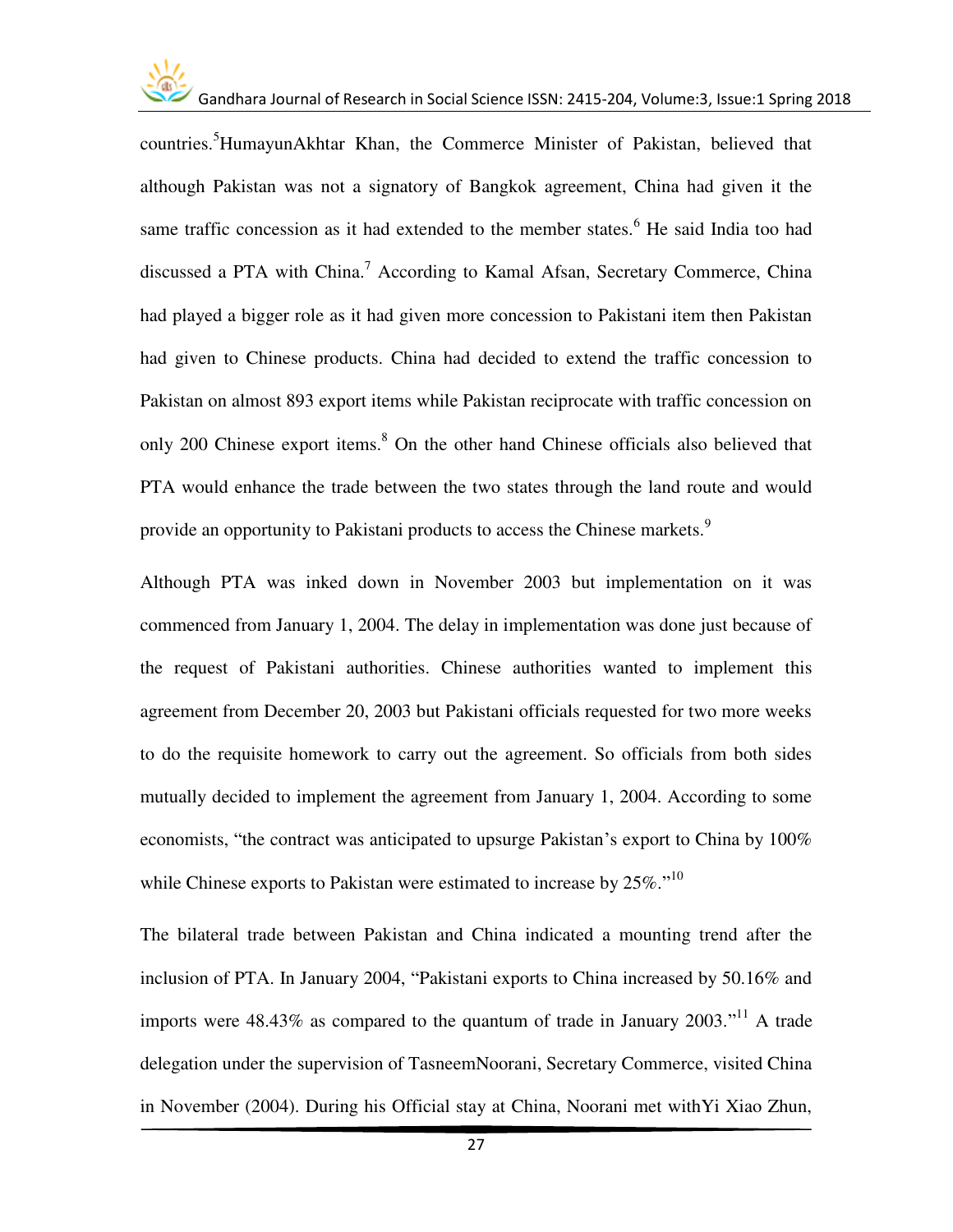countries.[5] HumayunAkhtar Khan, the Commerce Minister of Pakistan, believed that although Pakistan was not a signatory of Bangkok agreement, China had given it the same traffic concession as it had extended to the member states.[6] He said India too had discussed a PTA with China.[7] According to Kamal Afsan, Secretary Commerce, China had played a bigger role as it had given more concession to Pakistani item then Pakistan had given to Chinese products. China had decided to extend the traffic concession to Pakistan on almost 893 export items while Pakistan reciprocate with traffic concession on only 200 Chinese export items.[8] On the other hand Chinese officials also believed that PTA would enhance the trade between the two states through the land route and would provide an opportunity to Pakistani products to access the Chinese markets.[9]

Although PTA was inked down in November 2003 but implementation on it was commenced from January 1, 2004. The delay in implementation was done just because of the request of Pakistani authorities. Chinese authorities wanted to implement this agreement from December 20, 2003 but Pakistani officials requested for two more weeks to do the requisite homework to carry out the agreement. So officials from both sides mutually decided to implement the agreement from January 1, 2004. According to some economists, "the contract was anticipated to upsurge Pakistan's export to China by 100% while Chinese exports to Pakistan were estimated to increase by 25%."[10]

The bilateral trade between Pakistan and China indicated a mounting trend after the inclusion of PTA. In January 2004, "Pakistani exports to China increased by 50.16% and imports were 48.43% as compared to the quantum of trade in January 2003."[11] A trade delegation under the supervision of TasneemNoorani, Secretary Commerce, visited China in November (2004). During his Official stay at China, Noorani met withYi Xiao Zhun,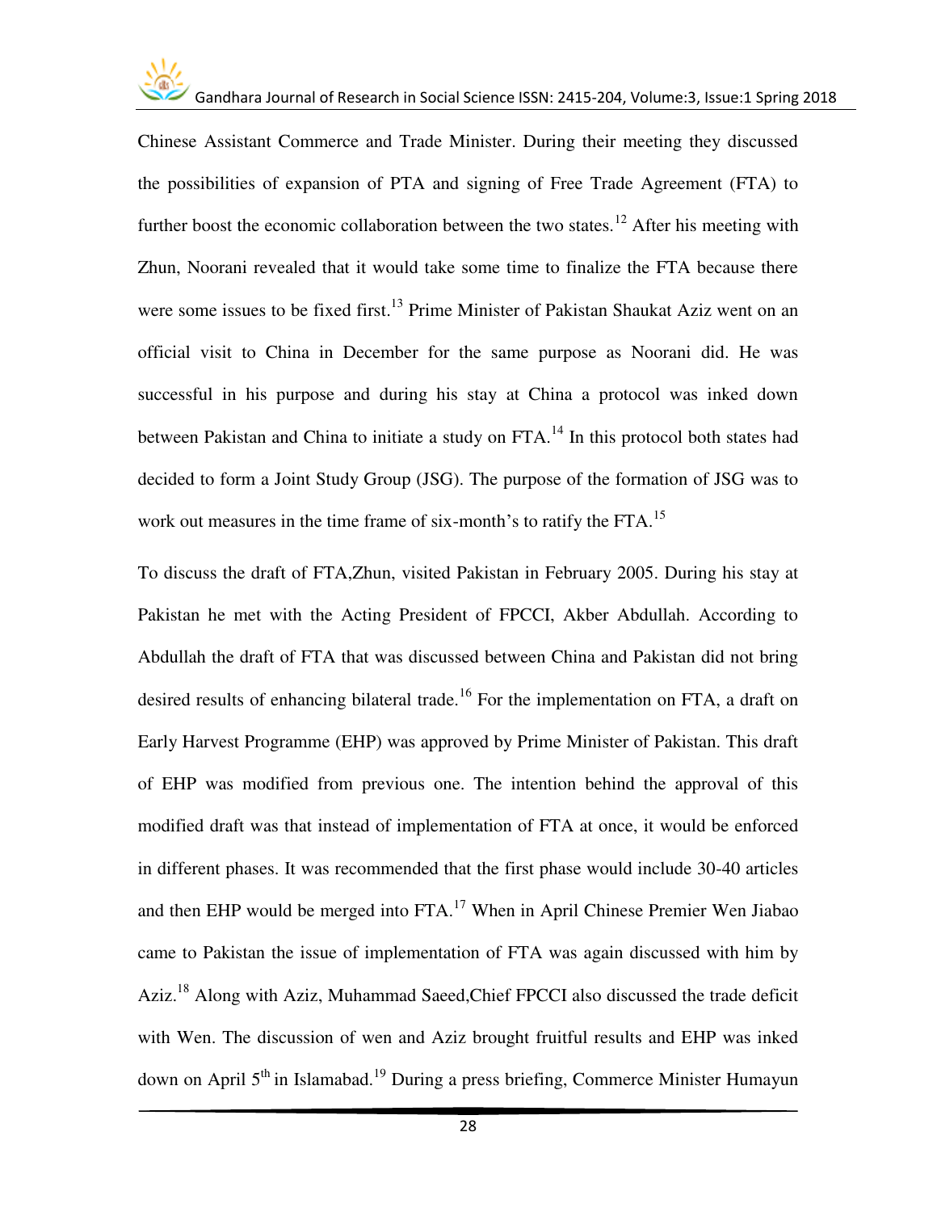Chinese Assistant Commerce and Trade Minister. During their meeting they discussed the possibilities of expansion of PTA and signing of Free Trade Agreement (FTA) to further boost the economic collaboration between the two states.[12] After his meeting with Zhun, Noorani revealed that it would take some time to finalize the FTA because there were some issues to be fixed first.[13] Prime Minister of Pakistan Shaukat Aziz went on an official visit to China in December for the same purpose as Noorani did. He was successful in his purpose and during his stay at China a protocol was inked down between Pakistan and China to initiate a study on FTA.[14] In this protocol both states had decided to form a Joint Study Group (JSG). The purpose of the formation of JSG was to work out measures in the time frame of six-month's to ratify the FTA.[15]

To discuss the draft of FTA,Zhun, visited Pakistan in February 2005. During his stay at Pakistan he met with the Acting President of FPCCI, Akber Abdullah. According to Abdullah the draft of FTA that was discussed between China and Pakistan did not bring desired results of enhancing bilateral trade.[16] For the implementation on FTA, a draft on Early Harvest Programme (EHP) was approved by Prime Minister of Pakistan. This draft of EHP was modified from previous one. The intention behind the approval of this modified draft was that instead of implementation of FTA at once, it would be enforced in different phases. It was recommended that the first phase would include 30-40 articles and then EHP would be merged into FTA.[17] When in April Chinese Premier Wen Jiabao came to Pakistan the issue of implementation of FTA was again discussed with him by Aziz.[18] Along with Aziz, Muhammad Saeed,Chief FPCCI also discussed the trade deficit with Wen. The discussion of wen and Aziz brought fruitful results and EHP was inked down on April 5th in Islamabad.[19] During a press briefing, Commerce Minister Humayun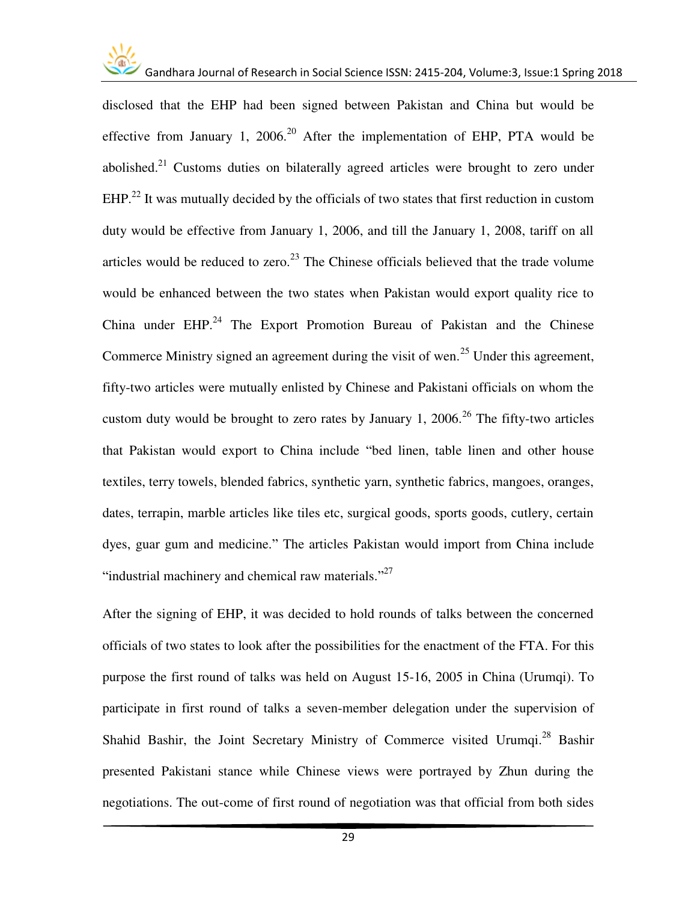disclosed that the EHP had been signed between Pakistan and China but would be effective from January 1, 2006.[20] After the implementation of EHP, PTA would be abolished.[21] Customs duties on bilaterally agreed articles were brought to zero under EHP.[22] It was mutually decided by the officials of two states that first reduction in custom duty would be effective from January 1, 2006, and till the January 1, 2008, tariff on all articles would be reduced to zero.[23] The Chinese officials believed that the trade volume would be enhanced between the two states when Pakistan would export quality rice to China under EHP.[24] The Export Promotion Bureau of Pakistan and the Chinese Commerce Ministry signed an agreement during the visit of wen.[25] Under this agreement, fifty-two articles were mutually enlisted by Chinese and Pakistani officials on whom the custom duty would be brought to zero rates by January 1, 2006.[26] The fifty-two articles that Pakistan would export to China include "bed linen, table linen and other house textiles, terry towels, blended fabrics, synthetic yarn, synthetic fabrics, mangoes, oranges, dates, terrapin, marble articles like tiles etc, surgical goods, sports goods, cutlery, certain dyes, guar gum and medicine." The articles Pakistan would import from China include "industrial machinery and chemical raw materials."[27]

After the signing of EHP, it was decided to hold rounds of talks between the concerned officials of two states to look after the possibilities for the enactment of the FTA. For this purpose the first round of talks was held on August 15-16, 2005 in China (Urumqi). To participate in first round of talks a seven-member delegation under the supervision of Shahid Bashir, the Joint Secretary Ministry of Commerce visited Urumqi.[28] Bashir presented Pakistani stance while Chinese views were portrayed by Zhun during the negotiations. The out-come of first round of negotiation was that official from both sides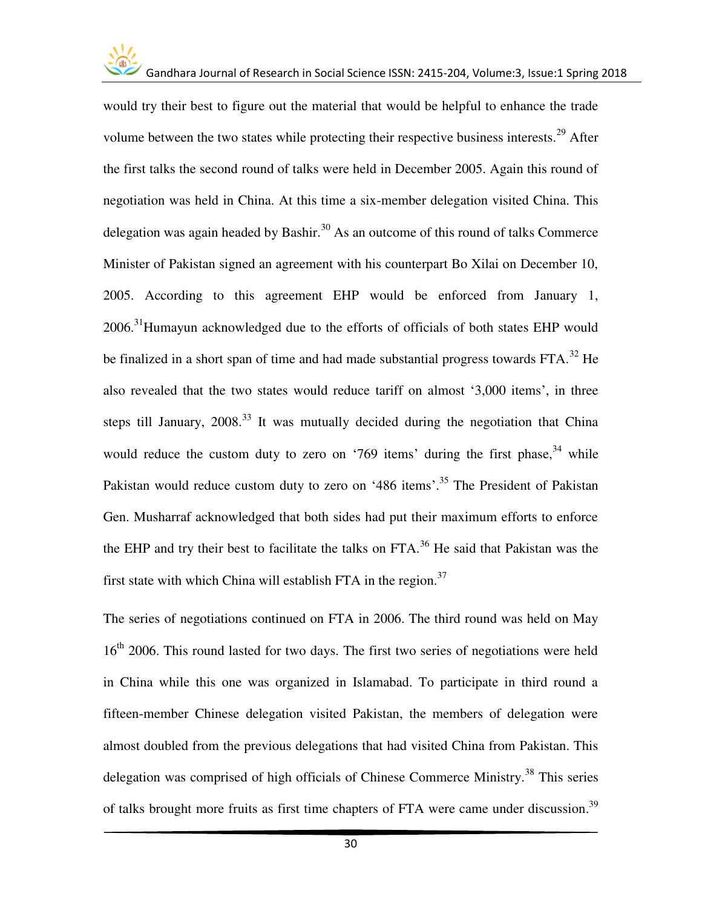would try their best to figure out the material that would be helpful to enhance the trade volume between the two states while protecting their respective business interests.[29] After the first talks the second round of talks were held in December 2005. Again this round of negotiation was held in China. At this time a six-member delegation visited China. This delegation was again headed by Bashir.[30] As an outcome of this round of talks Commerce Minister of Pakistan signed an agreement with his counterpart Bo Xilai on December 10, 2005. According to this agreement EHP would be enforced from January 1, 2006.[31]Humayun acknowledged due to the efforts of officials of both states EHP would be finalized in a short span of time and had made substantial progress towards FTA.[32] He also revealed that the two states would reduce tariff on almost '3,000 items', in three steps till January, 2008.[33] It was mutually decided during the negotiation that China would reduce the custom duty to zero on '769 items' during the first phase,[34] while Pakistan would reduce custom duty to zero on '486 items'.[35] The President of Pakistan Gen. Musharraf acknowledged that both sides had put their maximum efforts to enforce the EHP and try their best to facilitate the talks on FTA.[36] He said that Pakistan was the first state with which China will establish FTA in the region.[37]

The series of negotiations continued on FTA in 2006. The third round was held on May 16th 2006. This round lasted for two days. The first two series of negotiations were held in China while this one was organized in Islamabad. To participate in third round a fifteen-member Chinese delegation visited Pakistan, the members of delegation were almost doubled from the previous delegations that had visited China from Pakistan. This delegation was comprised of high officials of Chinese Commerce Ministry.[38] This series of talks brought more fruits as first time chapters of FTA were came under discussion.[39]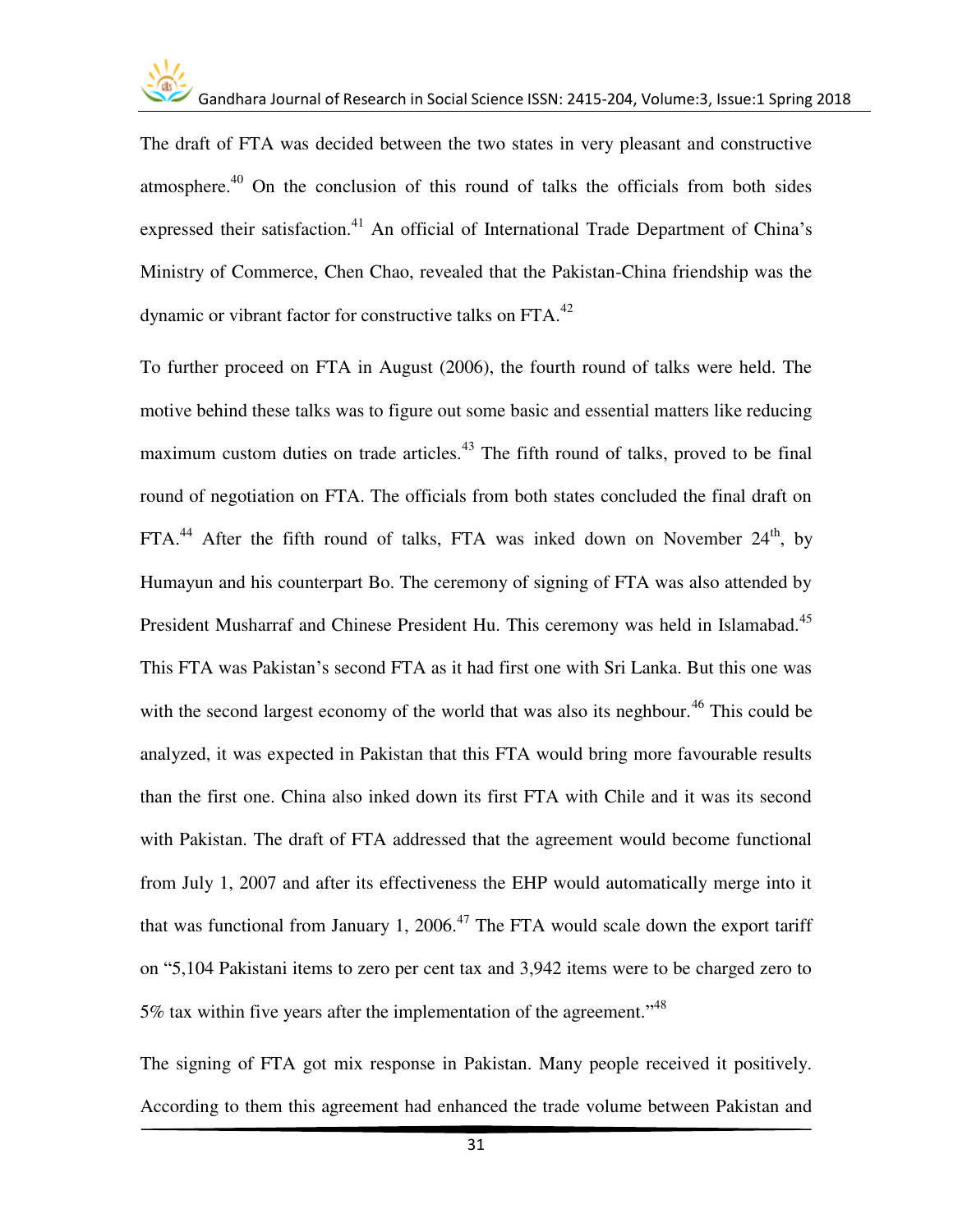The draft of FTA was decided between the two states in very pleasant and constructive atmosphere.[40] On the conclusion of this round of talks the officials from both sides expressed their satisfaction.[41] An official of International Trade Department of China's Ministry of Commerce, Chen Chao, revealed that the Pakistan-China friendship was the dynamic or vibrant factor for constructive talks on FTA.[42]

To further proceed on FTA in August (2006), the fourth round of talks were held. The motive behind these talks was to figure out some basic and essential matters like reducing maximum custom duties on trade articles.[43] The fifth round of talks, proved to be final round of negotiation on FTA. The officials from both states concluded the final draft on FTA.[44] After the fifth round of talks, FTA was inked down on November 24th, by Humayun and his counterpart Bo. The ceremony of signing of FTA was also attended by President Musharraf and Chinese President Hu. This ceremony was held in Islamabad.[45] This FTA was Pakistan's second FTA as it had first one with Sri Lanka. But this one was with the second largest economy of the world that was also its neghbour.[46] This could be analyzed, it was expected in Pakistan that this FTA would bring more favourable results than the first one. China also inked down its first FTA with Chile and it was its second with Pakistan. The draft of FTA addressed that the agreement would become functional from July 1, 2007 and after its effectiveness the EHP would automatically merge into it that was functional from January 1, 2006.[47] The FTA would scale down the export tariff on "5,104 Pakistani items to zero per cent tax and 3,942 items were to be charged zero to 5% tax within five years after the implementation of the agreement."[48]

The signing of FTA got mix response in Pakistan. Many people received it positively. According to them this agreement had enhanced the trade volume between Pakistan and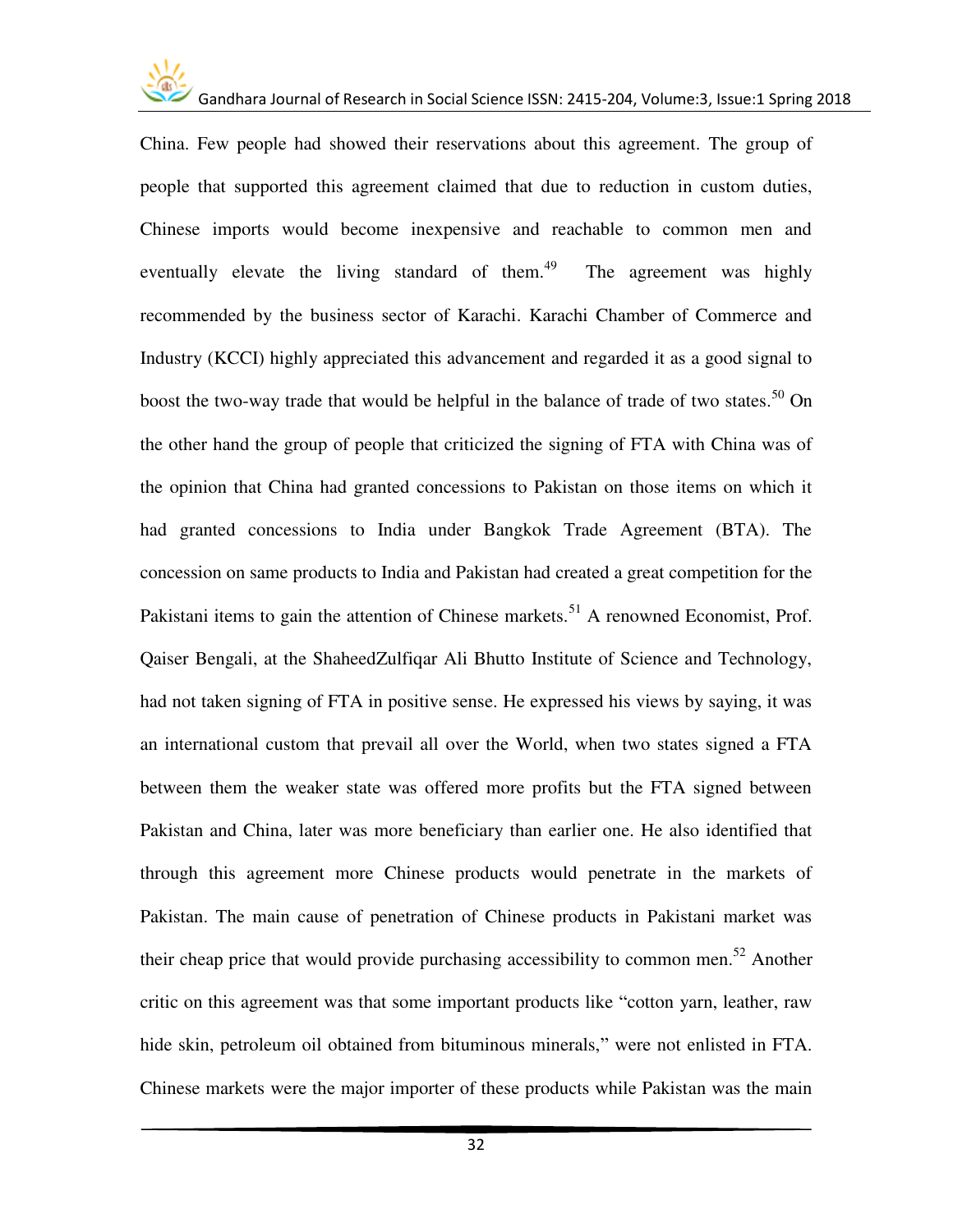China. Few people had showed their reservations about this agreement. The group of people that supported this agreement claimed that due to reduction in custom duties, Chinese imports would become inexpensive and reachable to common men and eventually elevate the living standard of them.[49] The agreement was highly recommended by the business sector of Karachi. Karachi Chamber of Commerce and Industry (KCCI) highly appreciated this advancement and regarded it as a good signal to boost the two-way trade that would be helpful in the balance of trade of two states.[50] On the other hand the group of people that criticized the signing of FTA with China was of the opinion that China had granted concessions to Pakistan on those items on which it had granted concessions to India under Bangkok Trade Agreement (BTA). The concession on same products to India and Pakistan had created a great competition for the Pakistani items to gain the attention of Chinese markets.[51] A renowned Economist, Prof. Qaiser Bengali, at the ShaheedZulfiqar Ali Bhutto Institute of Science and Technology, had not taken signing of FTA in positive sense. He expressed his views by saying, it was an international custom that prevail all over the World, when two states signed a FTA between them the weaker state was offered more profits but the FTA signed between Pakistan and China, later was more beneficiary than earlier one. He also identified that through this agreement more Chinese products would penetrate in the markets of Pakistan. The main cause of penetration of Chinese products in Pakistani market was their cheap price that would provide purchasing accessibility to common men.[52] Another critic on this agreement was that some important products like "cotton yarn, leather, raw hide skin, petroleum oil obtained from bituminous minerals," were not enlisted in FTA. Chinese markets were the major importer of these products while Pakistan was the main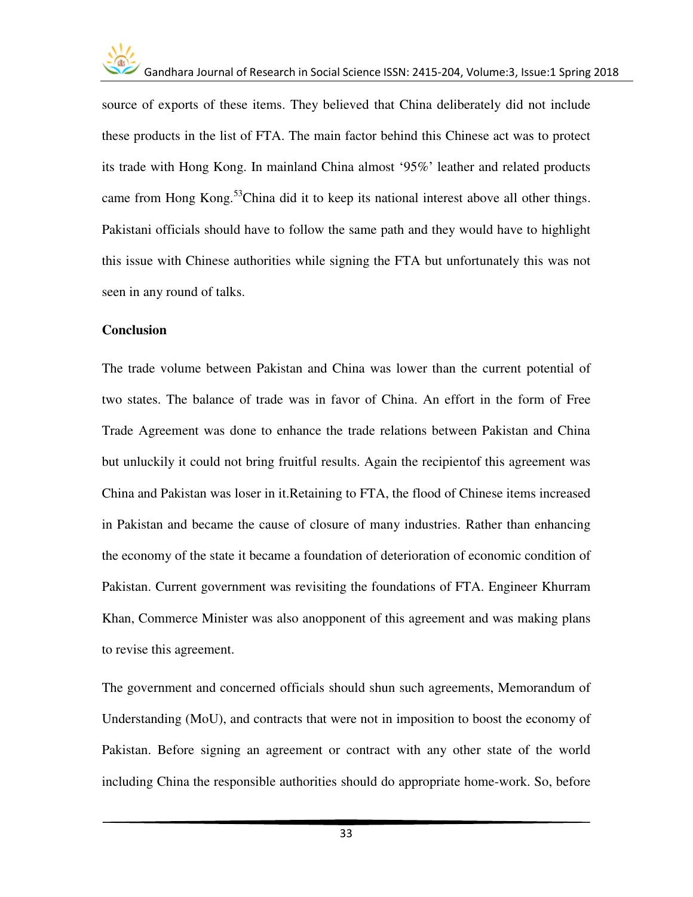source of exports of these items. They believed that China deliberately did not include these products in the list of FTA. The main factor behind this Chinese act was to protect its trade with Hong Kong. In mainland China almost '95%' leather and related products came from Hong Kong.[53]China did it to keep its national interest above all other things. Pakistani officials should have to follow the same path and they would have to highlight this issue with Chinese authorities while signing the FTA but unfortunately this was not seen in any round of talks.

**Conclusion**

The trade volume between Pakistan and China was lower than the current potential of two states. The balance of trade was in favor of China. An effort in the form of Free Trade Agreement was done to enhance the trade relations between Pakistan and China but unluckily it could not bring fruitful results. Again the recipientof this agreement was China and Pakistan was loser in it.Retaining to FTA, the flood of Chinese items increased in Pakistan and became the cause of closure of many industries. Rather than enhancing the economy of the state it became a foundation of deterioration of economic condition of Pakistan. Current government was revisiting the foundations of FTA. Engineer Khurram Khan, Commerce Minister was also anopponent of this agreement and was making plans to revise this agreement.

The government and concerned officials should shun such agreements, Memorandum of Understanding (MoU), and contracts that were not in imposition to boost the economy of Pakistan. Before signing an agreement or contract with any other state of the world including China the responsible authorities should do appropriate home-work. So, before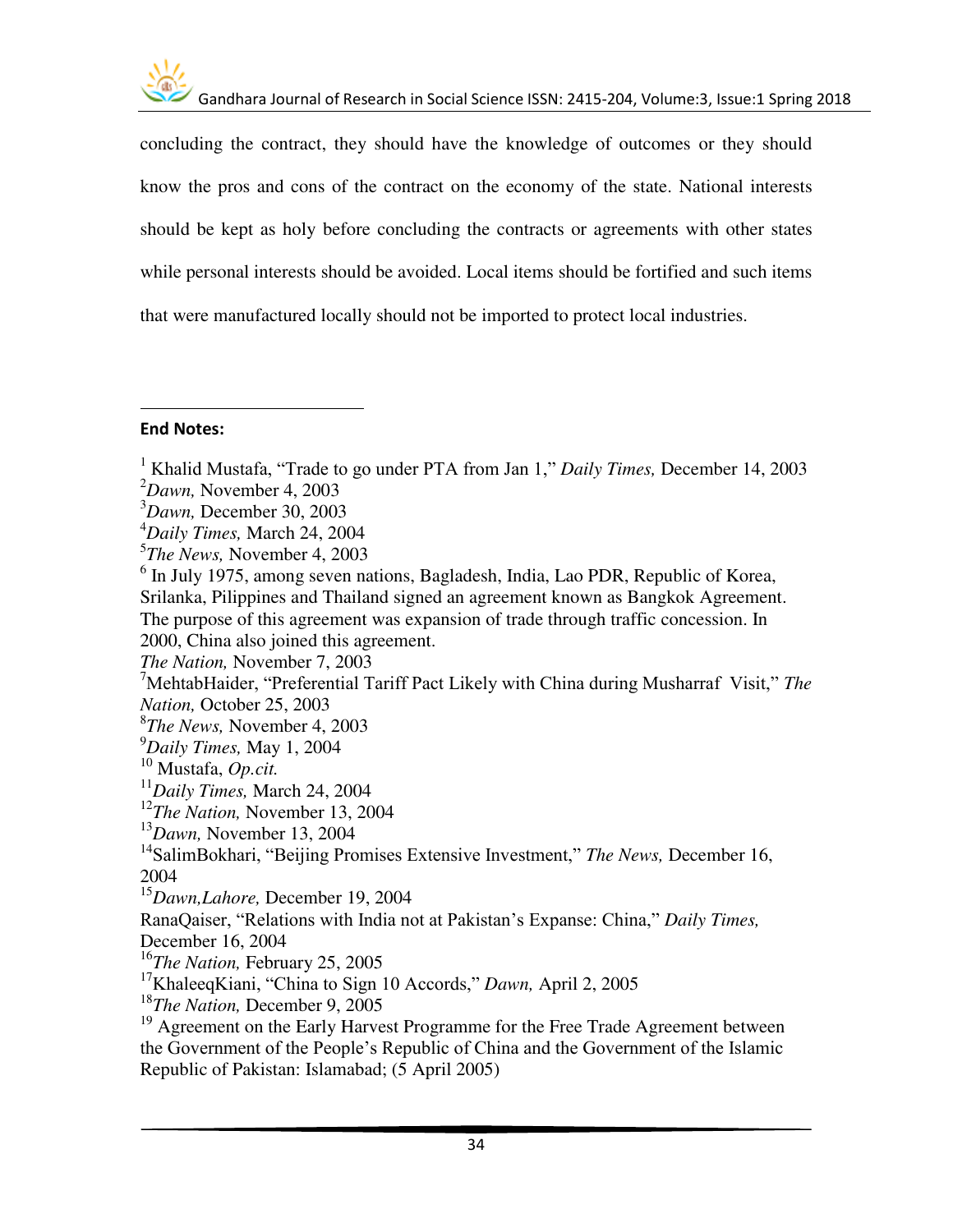concluding the contract, they should have the knowledge of outcomes or they should know the pros and cons of the contract on the economy of the state. National interests should be kept as holy before concluding the contracts or agreements with other states while personal interests should be avoided. Local items should be fortified and such items that were manufactured locally should not be imported to protect local industries.

**End Notes:**

[1] Khalid Mustafa, "Trade to go under PTA from Jan 1," *Daily Times,* December 14, 2003
[2]*Dawn,* November 4, 2003
[3]*Dawn,* December 30, 2003
[4]*Daily Times,* March 24, 2004
[5]*The News,* November 4, 2003
[6] In July 1975, among seven nations, Bagladesh, India, Lao PDR, Republic of Korea, Srilanka, Pilippines and Thailand signed an agreement known as Bangkok Agreement. The purpose of this agreement was expansion of trade through traffic concession. In 2000, China also joined this agreement.
*The Nation,* November 7, 2003
[7]MehtabHaider, "Preferential Tariff Pact Likely with China during Musharraf Visit," *The Nation,* October 25, 2003
[8]*The News,* November 4, 2003
[9]*Daily Times,* May 1, 2004
[10] Mustafa, *Op.cit.*
[11]*Daily Times,* March 24, 2004
[12]*The Nation,* November 13, 2004
[13]*Dawn,* November 13, 2004
[14]SalimBokhari, "Beijing Promises Extensive Investment," *The News,* December 16, 2004
[15]*Dawn,Lahore,* December 19, 2004
RanaQaiser, "Relations with India not at Pakistan's Expanse: China," *Daily Times,* December 16, 2004
[16]*The Nation,* February 25, 2005
[17]KhaleeqKiani, "China to Sign 10 Accords," *Dawn,* April 2, 2005
[18]*The Nation,* December 9, 2005
[19] Agreement on the Early Harvest Programme for the Free Trade Agreement between the Government of the People's Republic of China and the Government of the Islamic Republic of Pakistan: Islamabad; (5 April 2005)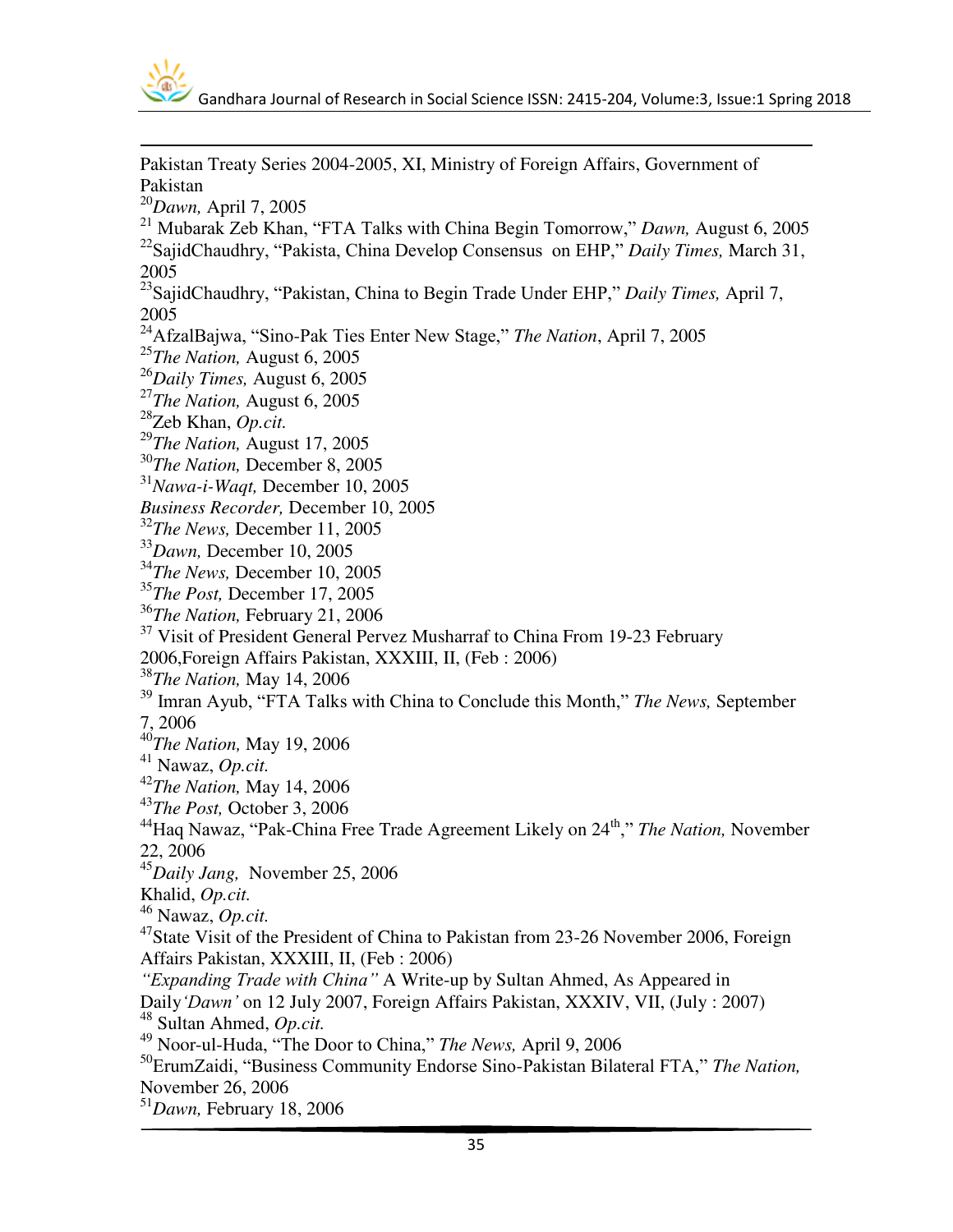Pakistan Treaty Series 2004-2005, XI, Ministry of Foreign Affairs, Government of Pakistan

[20] *Dawn,* April 7, 2005

[21] Mubarak Zeb Khan, "FTA Talks with China Begin Tomorrow," *Dawn,* August 6, 2005

[22] SajidChaudhry, "Pakista, China Develop Consensus on EHP," *Daily Times,* March 31, 2005

[23] SajidChaudhry, "Pakistan, China to Begin Trade Under EHP," *Daily Times,* April 7, 2005

[24] AfzalBajwa, "Sino-Pak Ties Enter New Stage," *The Nation*, April 7, 2005

[25] *The Nation,* August 6, 2005

[26] *Daily Times,* August 6, 2005

[27] *The Nation,* August 6, 2005

[28] Zeb Khan, *Op.cit.*

[29] *The Nation,* August 17, 2005

[30] *The Nation,* December 8, 2005

[31] *Nawa-i-Waqt,* December 10, 2005

*Business Recorder,* December 10, 2005

[32] *The News,* December 11, 2005

[33] *Dawn,* December 10, 2005

[34] *The News,* December 10, 2005

[35] *The Post,* December 17, 2005

[36] *The Nation,* February 21, 2006

[37] Visit of President General Pervez Musharraf to China From 19-23 February 2006,Foreign Affairs Pakistan, XXXIII, II, (Feb : 2006)

[38] *The Nation,* May 14, 2006

[39] Imran Ayub, "FTA Talks with China to Conclude this Month," *The News,* September 7, 2006

[40] *The Nation,* May 19, 2006

[41] Nawaz, *Op.cit.*

[42] *The Nation,* May 14, 2006

[43] *The Post,* October 3, 2006

[44] Haq Nawaz, "Pak-China Free Trade Agreement Likely on 24th," *The Nation,* November 22, 2006

[45] *Daily Jang,* November 25, 2006

Khalid, *Op.cit.*

[46] Nawaz, *Op.cit.*

[47] State Visit of the President of China to Pakistan from 23-26 November 2006, Foreign Affairs Pakistan, XXXIII, II, (Feb : 2006)

*"Expanding Trade with China"* A Write-up by Sultan Ahmed, As Appeared in Daily*'Dawn'* on 12 July 2007, Foreign Affairs Pakistan, XXXIV, VII, (July : 2007)

[48] Sultan Ahmed, *Op.cit.*

[49] Noor-ul-Huda, "The Door to China," *The News,* April 9, 2006

[50] ErumZaidi, "Business Community Endorse Sino-Pakistan Bilateral FTA," *The Nation,* November 26, 2006

[51] *Dawn,* February 18, 2006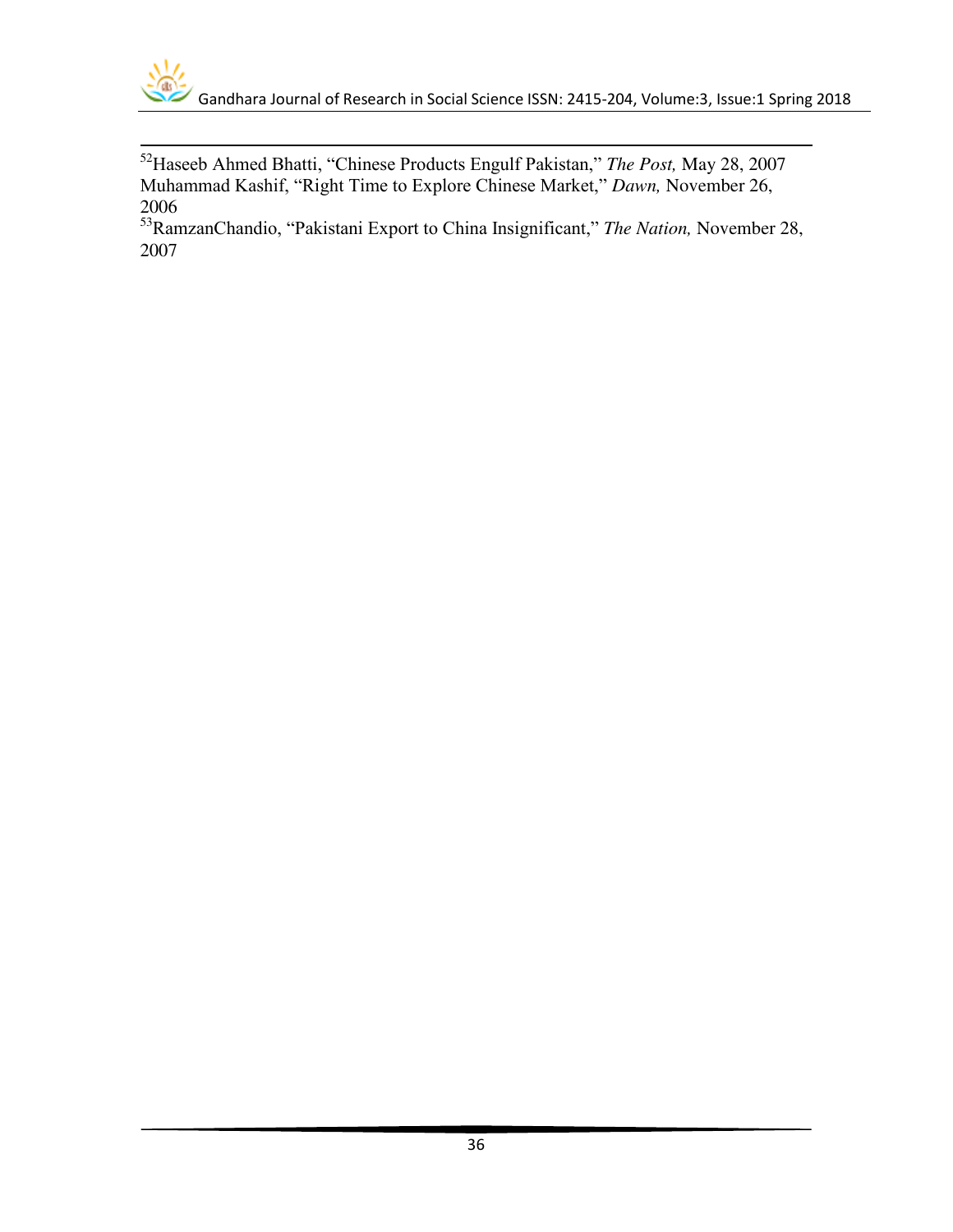[52]Haseeb Ahmed Bhatti, "Chinese Products Engulf Pakistan," *The Post,* May 28, 2007
Muhammad Kashif, "Right Time to Explore Chinese Market," *Dawn,* November 26, 2006

[53]RamzanChandio, "Pakistani Export to China Insignificant," *The Nation,* November 28, 2007